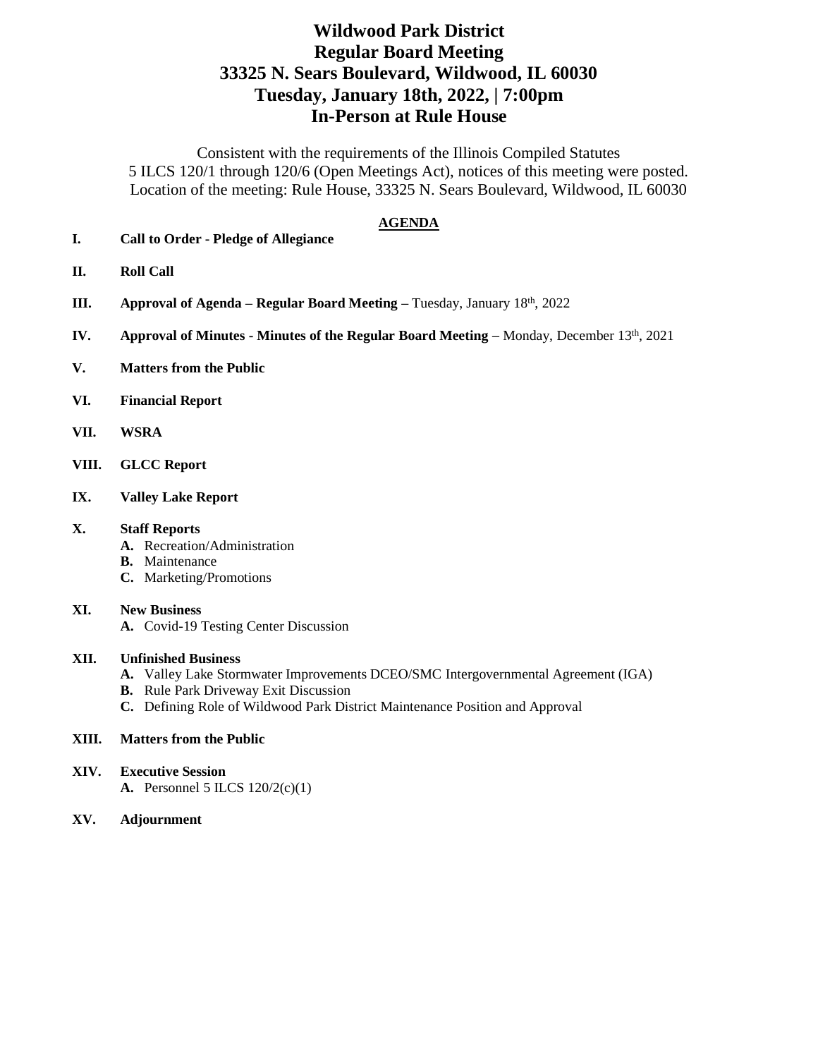# Wildwood Park District
# Regular Board Meeting
# 33325 N. Sears Boulevard, Wildwood, IL 60030
# Tuesday, January 18th, 2022, | 7:00pm
# In-Person at Rule House

Consistent with the requirements of the Illinois Compiled Statutes
5 ILCS 120/1 through 120/6 (Open Meetings Act), notices of this meeting were posted.
Location of the meeting: Rule House, 33325 N. Sears Boulevard, Wildwood, IL 60030

**AGENDA**

**I. Call to Order - Pledge of Allegiance**

**II. Roll Call**

**III. Approval of Agenda – Regular Board Meeting –** Tuesday, January 18th, 2022

**IV. Approval of Minutes - Minutes of the Regular Board Meeting –** Monday, December 13th, 2021

**V. Matters from the Public**

**VI. Financial Report**

**VII. WSRA**

**VIII. GLCC Report**

**IX. Valley Lake Report**

**X. Staff Reports**
- **A.** Recreation/Administration
- **B.** Maintenance
- **C.** Marketing/Promotions

**XI. New Business**
- **A.** Covid-19 Testing Center Discussion

**XII. Unfinished Business**
- **A.** Valley Lake Stormwater Improvements DCEO/SMC Intergovernmental Agreement (IGA)
- **B.** Rule Park Driveway Exit Discussion
- **C.** Defining Role of Wildwood Park District Maintenance Position and Approval

**XIII. Matters from the Public**

**XIV. Executive Session**
- **A.** Personnel 5 ILCS 120/2(c)(1)

**XV. Adjournment**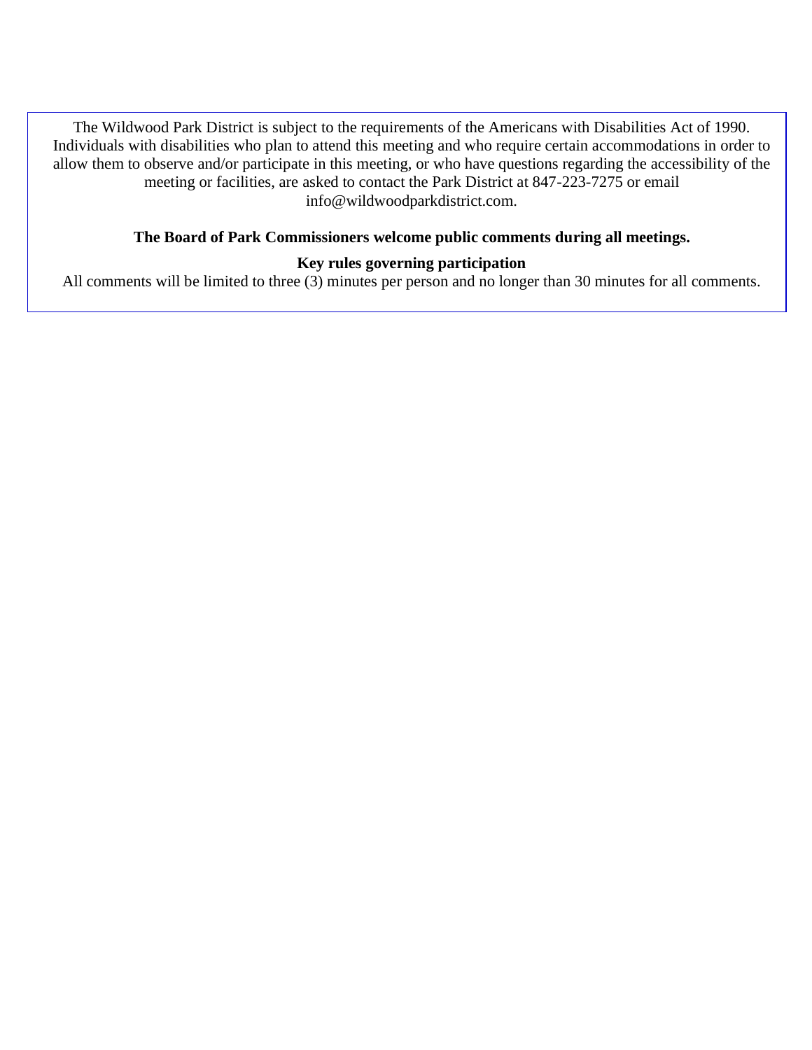The Wildwood Park District is subject to the requirements of the Americans with Disabilities Act of 1990. Individuals with disabilities who plan to attend this meeting and who require certain accommodations in order to allow them to observe and/or participate in this meeting, or who have questions regarding the accessibility of the meeting or facilities, are asked to contact the Park District at 847-223-7275 or email info@wildwoodparkdistrict.com.

**The Board of Park Commissioners welcome public comments during all meetings.**

**Key rules governing participation**

All comments will be limited to three (3) minutes per person and no longer than 30 minutes for all comments.